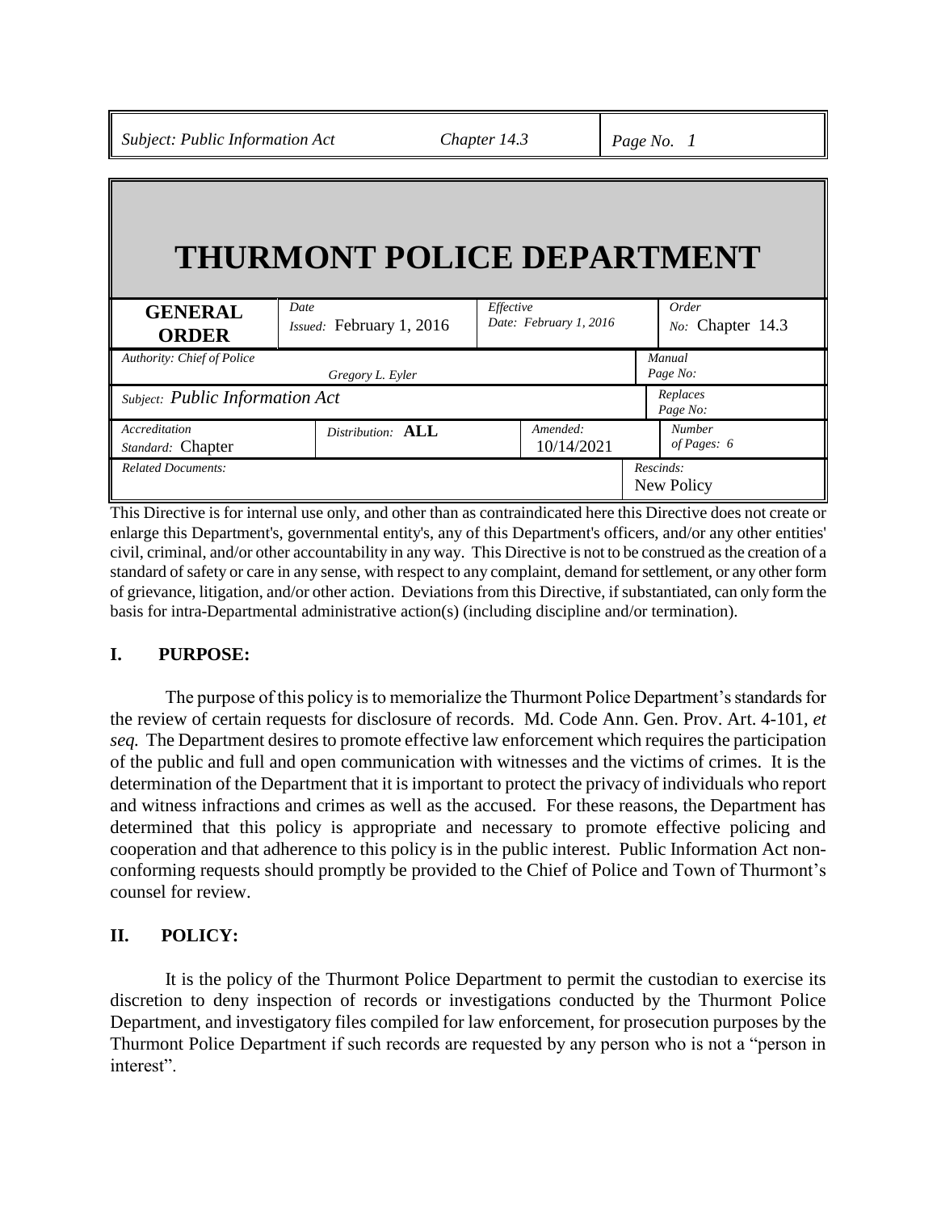# THURMONT POLICE DEPARTMENT

| | | | |
|---|---|---|---|
| **GENERAL ORDER** | Date Issued: February 1, 2016 | Effective Date: February 1, 2016 | Order No: Chapter 14.3 |
| Authority: Chief of Police Gregory L. Eyler | | | Manual Page No: |
| Subject: Public Information Act | | | Replaces Page No: |
| Accreditation Standard: Chapter | Distribution: **ALL** | Amended: 10/14/2021 | Number of Pages: 6 |
| Related Documents: | | | Rescinds: New Policy |

This Directive is for internal use only, and other than as contraindicated here this Directive does not create or enlarge this Department's, governmental entity's, any of this Department's officers, and/or any other entities' civil, criminal, and/or other accountability in any way. This Directive is not to be construed as the creation of a standard of safety or care in any sense, with respect to any complaint, demand for settlement, or any other form of grievance, litigation, and/or other action. Deviations from this Directive, if substantiated, can only form the basis for intra-Departmental administrative action(s) (including discipline and/or termination).

## I. PURPOSE:

The purpose of this policy is to memorialize the Thurmont Police Department's standards for the review of certain requests for disclosure of records. Md. Code Ann. Gen. Prov. Art. 4-101, *et seq.* The Department desires to promote effective law enforcement which requires the participation of the public and full and open communication with witnesses and the victims of crimes. It is the determination of the Department that it is important to protect the privacy of individuals who report and witness infractions and crimes as well as the accused. For these reasons, the Department has determined that this policy is appropriate and necessary to promote effective policing and cooperation and that adherence to this policy is in the public interest. Public Information Act non-conforming requests should promptly be provided to the Chief of Police and Town of Thurmont's counsel for review.

## II. POLICY:

It is the policy of the Thurmont Police Department to permit the custodian to exercise its discretion to deny inspection of records or investigations conducted by the Thurmont Police Department, and investigatory files compiled for law enforcement, for prosecution purposes by the Thurmont Police Department if such records are requested by any person who is not a "person in interest".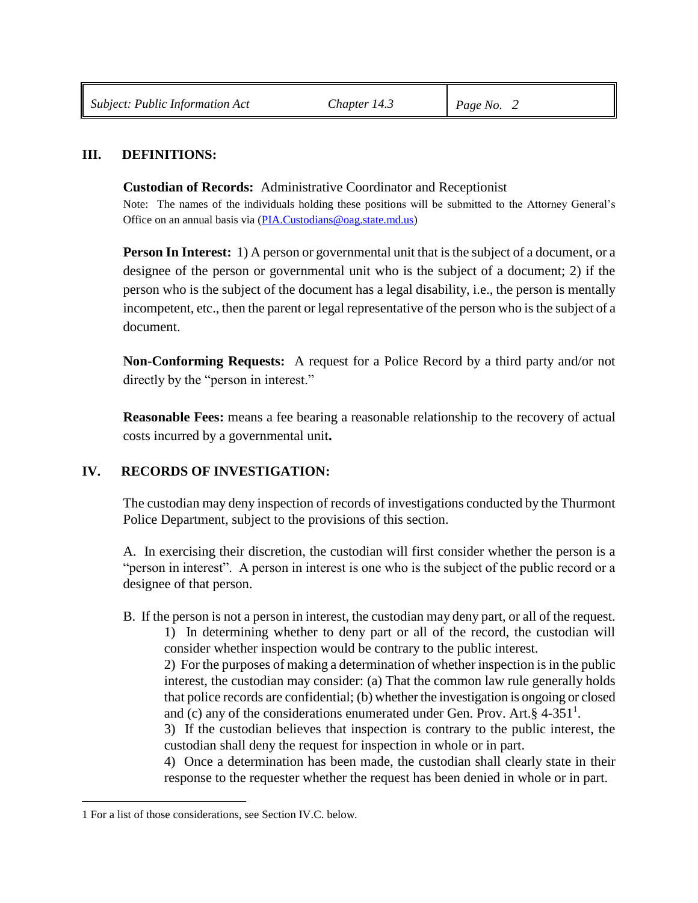## III. DEFINITIONS:

**Custodian of Records:** Administrative Coordinator and Receptionist

Note: The names of the individuals holding these positions will be submitted to the Attorney General's Office on an annual basis via (PIA.Custodians@oag.state.md.us)

**Person In Interest:** 1) A person or governmental unit that is the subject of a document, or a designee of the person or governmental unit who is the subject of a document; 2) if the person who is the subject of the document has a legal disability, i.e., the person is mentally incompetent, etc., then the parent or legal representative of the person who is the subject of a document.

**Non-Conforming Requests:** A request for a Police Record by a third party and/or not directly by the "person in interest."

**Reasonable Fees:** means a fee bearing a reasonable relationship to the recovery of actual costs incurred by a governmental unit**.**

## IV. RECORDS OF INVESTIGATION:

The custodian may deny inspection of records of investigations conducted by the Thurmont Police Department, subject to the provisions of this section.

A. In exercising their discretion, the custodian will first consider whether the person is a "person in interest". A person in interest is one who is the subject of the public record or a designee of that person.

B. If the person is not a person in interest, the custodian may deny part, or all of the request.

1) In determining whether to deny part or all of the record, the custodian will consider whether inspection would be contrary to the public interest.

2) For the purposes of making a determination of whether inspection is in the public interest, the custodian may consider: (a) That the common law rule generally holds that police records are confidential; (b) whether the investigation is ongoing or closed and (c) any of the considerations enumerated under Gen. Prov. Art.§ 4-351[1].

3) If the custodian believes that inspection is contrary to the public interest, the custodian shall deny the request for inspection in whole or in part.

4) Once a determination has been made, the custodian shall clearly state in their response to the requester whether the request has been denied in whole or in part.

1 For a list of those considerations, see Section IV.C. below.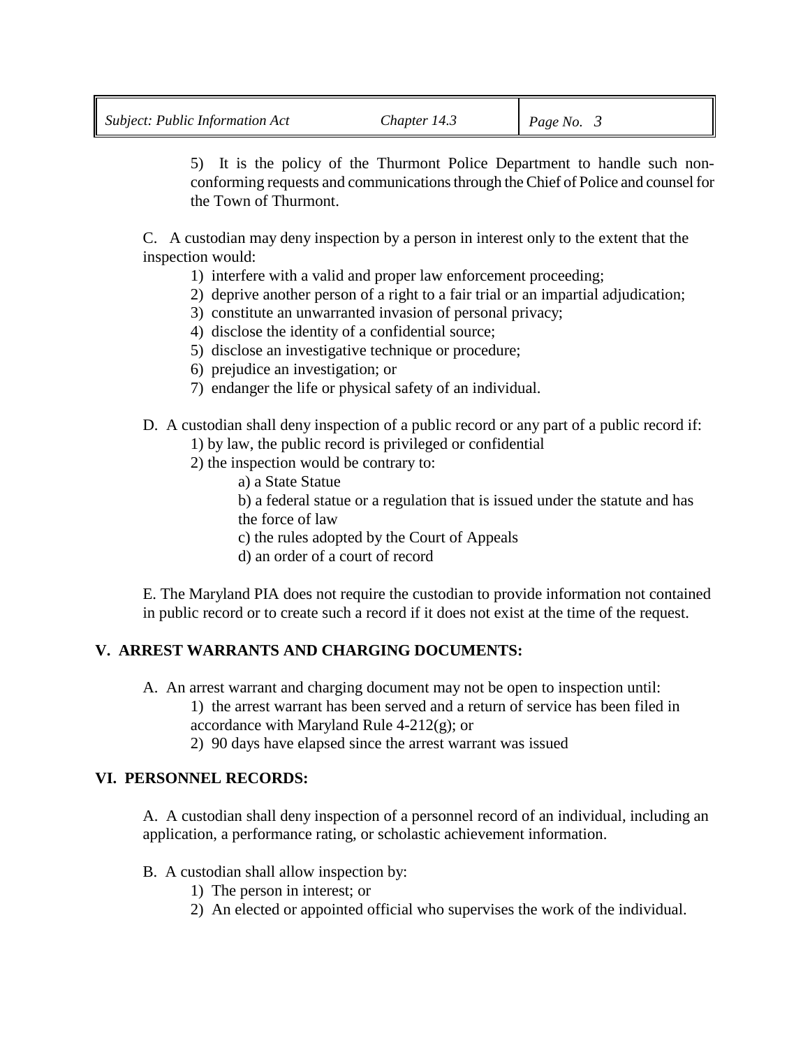5) It is the policy of the Thurmont Police Department to handle such non-conforming requests and communications through the Chief of Police and counsel for the Town of Thurmont.

C. A custodian may deny inspection by a person in interest only to the extent that the inspection would:

1) interfere with a valid and proper law enforcement proceeding;
2) deprive another person of a right to a fair trial or an impartial adjudication;
3) constitute an unwarranted invasion of personal privacy;
4) disclose the identity of a confidential source;
5) disclose an investigative technique or procedure;
6) prejudice an investigation; or
7) endanger the life or physical safety of an individual.

D. A custodian shall deny inspection of a public record or any part of a public record if:

1) by law, the public record is privileged or confidential
2) the inspection would be contrary to:
   - a) a State Statue
   - b) a federal statue or a regulation that is issued under the statute and has the force of law
   - c) the rules adopted by the Court of Appeals
   - d) an order of a court of record

E. The Maryland PIA does not require the custodian to provide information not contained in public record or to create such a record if it does not exist at the time of the request.

## V. ARREST WARRANTS AND CHARGING DOCUMENTS:

A. An arrest warrant and charging document may not be open to inspection until:

1) the arrest warrant has been served and a return of service has been filed in accordance with Maryland Rule 4-212(g); or
2) 90 days have elapsed since the arrest warrant was issued

## VI. PERSONNEL RECORDS:

A. A custodian shall deny inspection of a personnel record of an individual, including an application, a performance rating, or scholastic achievement information.

B. A custodian shall allow inspection by:

1) The person in interest; or
2) An elected or appointed official who supervises the work of the individual.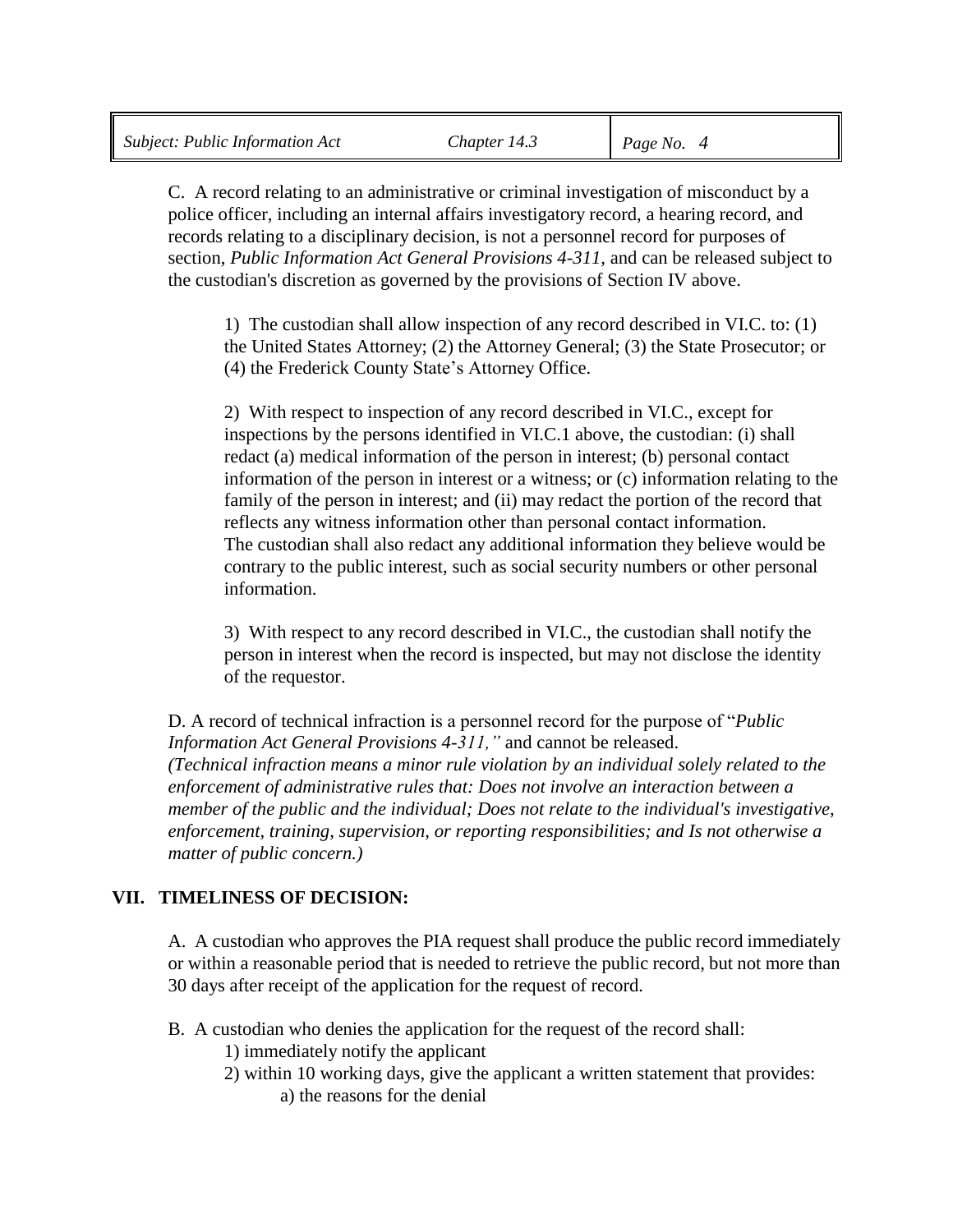C. A record relating to an administrative or criminal investigation of misconduct by a police officer, including an internal affairs investigatory record, a hearing record, and records relating to a disciplinary decision, is not a personnel record for purposes of section, *Public Information Act General Provisions 4-311*, and can be released subject to the custodian's discretion as governed by the provisions of Section IV above.

1) The custodian shall allow inspection of any record described in VI.C. to: (1) the United States Attorney; (2) the Attorney General; (3) the State Prosecutor; or (4) the Frederick County State's Attorney Office.

2) With respect to inspection of any record described in VI.C., except for inspections by the persons identified in VI.C.1 above, the custodian: (i) shall redact (a) medical information of the person in interest; (b) personal contact information of the person in interest or a witness; or (c) information relating to the family of the person in interest; and (ii) may redact the portion of the record that reflects any witness information other than personal contact information. The custodian shall also redact any additional information they believe would be contrary to the public interest, such as social security numbers or other personal information.

3) With respect to any record described in VI.C., the custodian shall notify the person in interest when the record is inspected, but may not disclose the identity of the requestor.

D. A record of technical infraction is a personnel record for the purpose of "*Public Information Act General Provisions 4-311,"* and cannot be released. *(Technical infraction means a minor rule violation by an individual solely related to the enforcement of administrative rules that: Does not involve an interaction between a member of the public and the individual; Does not relate to the individual's investigative, enforcement, training, supervision, or reporting responsibilities; and Is not otherwise a matter of public concern.)*

## VII. TIMELINESS OF DECISION:

A. A custodian who approves the PIA request shall produce the public record immediately or within a reasonable period that is needed to retrieve the public record, but not more than 30 days after receipt of the application for the request of record.

B. A custodian who denies the application for the request of the record shall:

1) immediately notify the applicant

2) within 10 working days, give the applicant a written statement that provides:

a) the reasons for the denial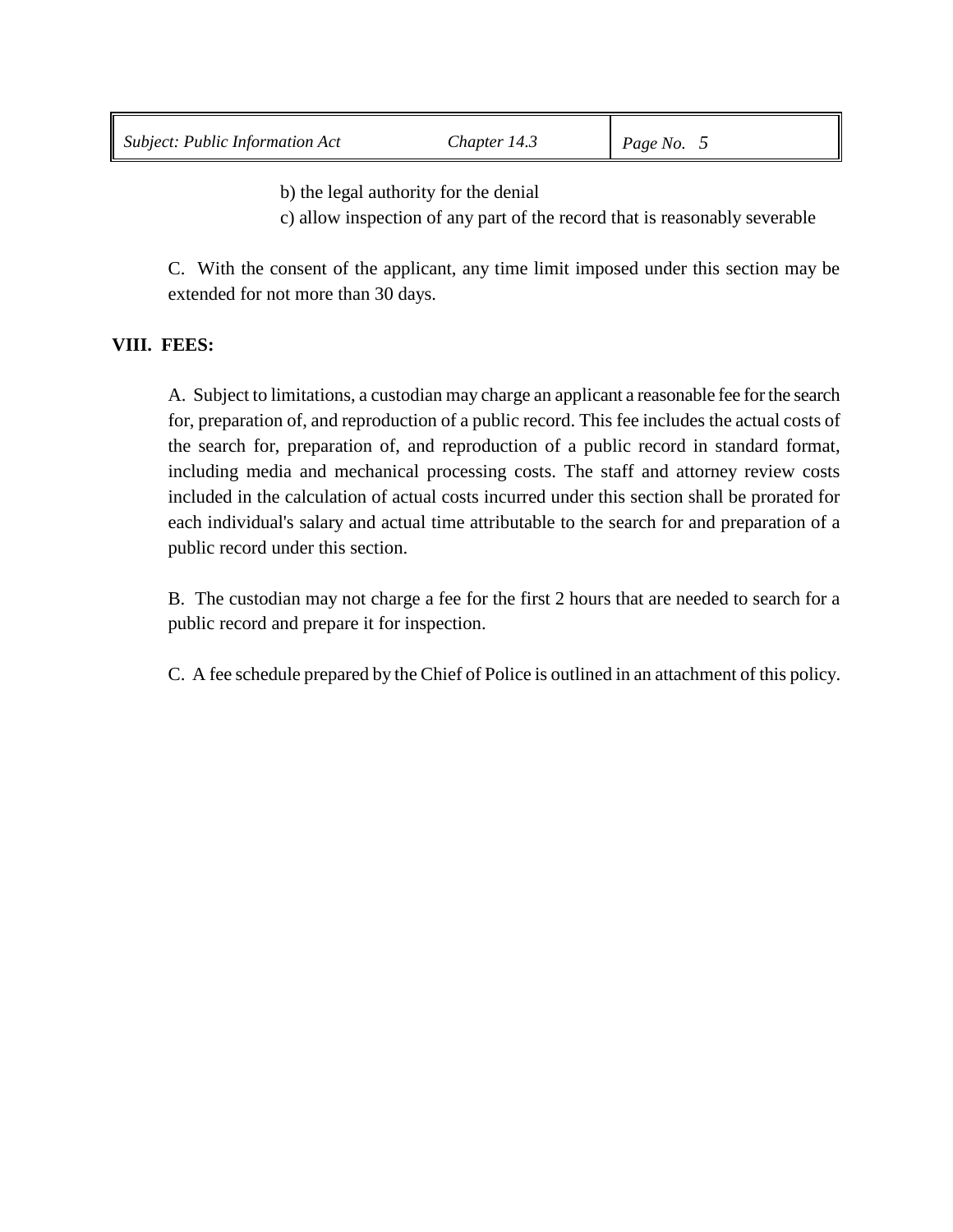b) the legal authority for the denial

c) allow inspection of any part of the record that is reasonably severable

C. With the consent of the applicant, any time limit imposed under this section may be extended for not more than 30 days.

**VIII. FEES:**

A. Subject to limitations, a custodian may charge an applicant a reasonable fee for the search for, preparation of, and reproduction of a public record. This fee includes the actual costs of the search for, preparation of, and reproduction of a public record in standard format, including media and mechanical processing costs. The staff and attorney review costs included in the calculation of actual costs incurred under this section shall be prorated for each individual's salary and actual time attributable to the search for and preparation of a public record under this section.

B. The custodian may not charge a fee for the first 2 hours that are needed to search for a public record and prepare it for inspection.

C. A fee schedule prepared by the Chief of Police is outlined in an attachment of this policy.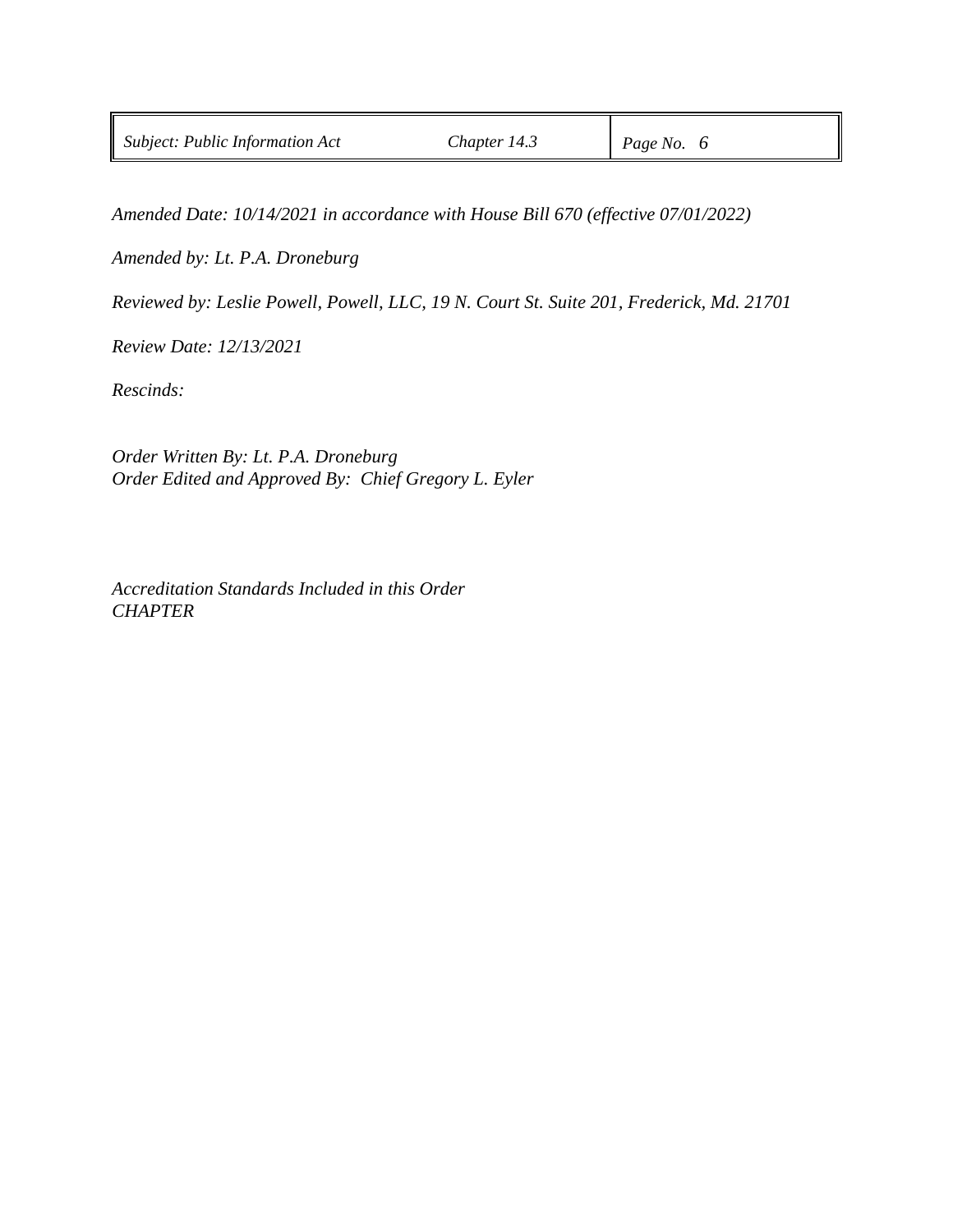*Amended Date: 10/14/2021 in accordance with House Bill 670 (effective 07/01/2022)*

*Amended by: Lt. P.A. Droneburg*

*Reviewed by: Leslie Powell, Powell, LLC, 19 N. Court St. Suite 201, Frederick, Md. 21701*

*Review Date: 12/13/2021*

*Rescinds:*

*Order Written By: Lt. P.A. Droneburg*
*Order Edited and Approved By: Chief Gregory L. Eyler*

*Accreditation Standards Included in this Order*
*CHAPTER*